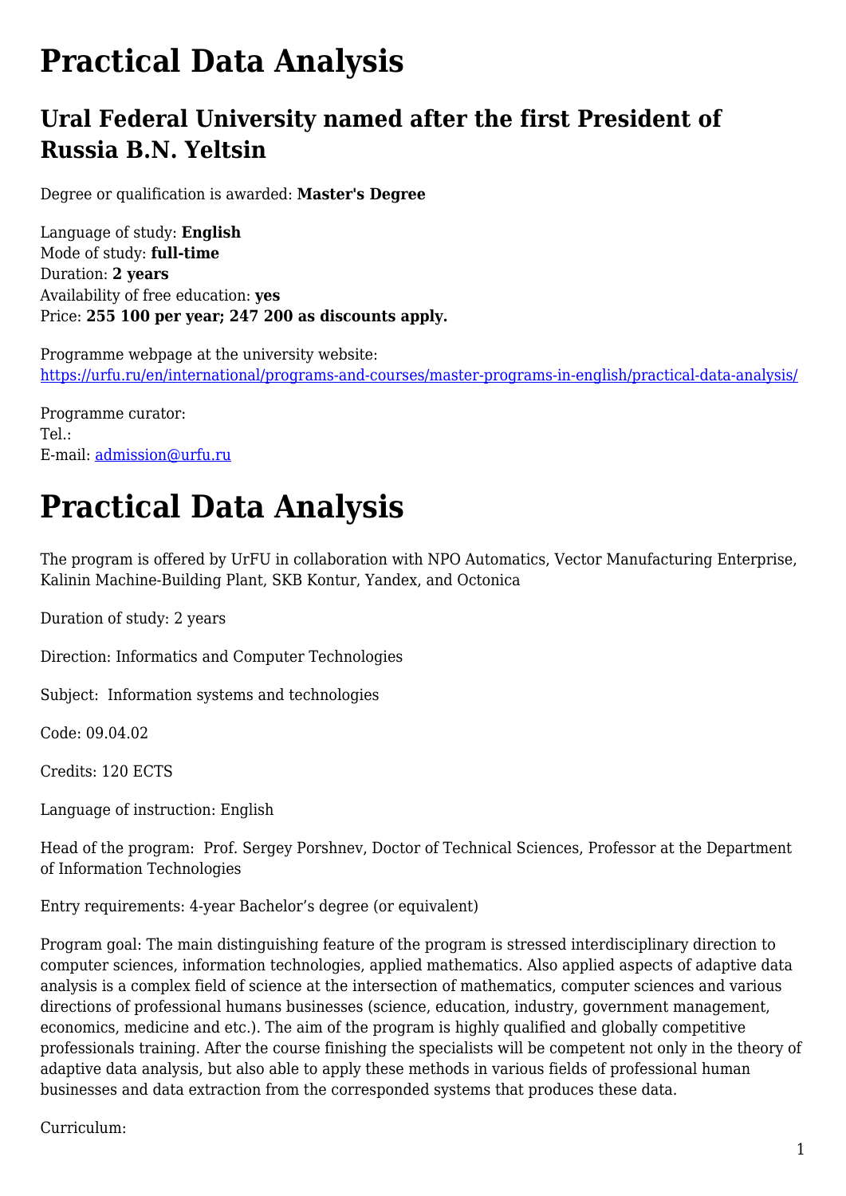# Practical Data Analysis

## Ural Federal University named after the first President of Russia B.N. Yeltsin

Degree or qualification is awarded: **Master's Degree**

Language of study: **English**
Mode of study: **full-time**
Duration: **2 years**
Availability of free education: **yes**
Price: **255 100 per year; 247 200 as discounts apply.**

Programme webpage at the university website:
https://urfu.ru/en/international/programs-and-courses/master-programs-in-english/practical-data-analysis/

Programme curator:
Tel.:
E-mail: admission@urfu.ru

# Practical Data Analysis

The program is offered by UrFU in collaboration with NPO Automatics, Vector Manufacturing Enterprise, Kalinin Machine-Building Plant, SKB Kontur, Yandex, and Octonica

Duration of study: 2 years

Direction: Informatics and Computer Technologies

Subject: Information systems and technologies

Code: 09.04.02

Credits: 120 ECTS

Language of instruction: English

Head of the program: Prof. Sergey Porshnev, Doctor of Technical Sciences, Professor at the Department of Information Technologies

Entry requirements: 4-year Bachelor's degree (or equivalent)

Program goal: The main distinguishing feature of the program is stressed interdisciplinary direction to computer sciences, information technologies, applied mathematics. Also applied aspects of adaptive data analysis is a complex field of science at the intersection of mathematics, computer sciences and various directions of professional humans businesses (science, education, industry, government management, economics, medicine and etc.). The aim of the program is highly qualified and globally competitive professionals training. After the course finishing the specialists will be competent not only in the theory of adaptive data analysis, but also able to apply these methods in various fields of professional human businesses and data extraction from the corresponded systems that produces these data.

Curriculum: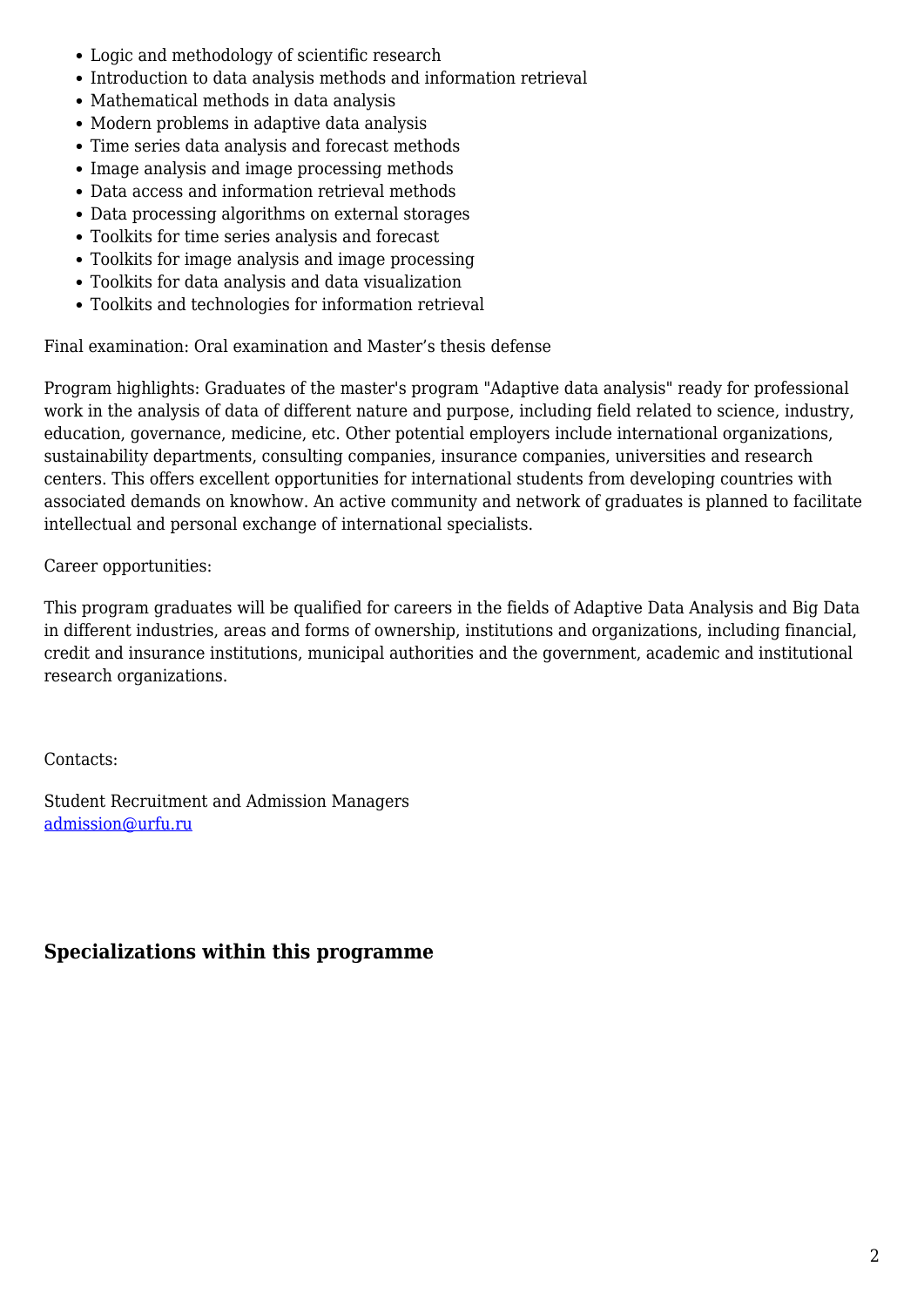- Logic and methodology of scientific research
- Introduction to data analysis methods and information retrieval
- Mathematical methods in data analysis
- Modern problems in adaptive data analysis
- Time series data analysis and forecast methods
- Image analysis and image processing methods
- Data access and information retrieval methods
- Data processing algorithms on external storages
- Toolkits for time series analysis and forecast
- Toolkits for image analysis and image processing
- Toolkits for data analysis and data visualization
- Toolkits and technologies for information retrieval

Final examination: Oral examination and Master's thesis defense

Program highlights: Graduates of the master's program "Adaptive data analysis" ready for professional work in the analysis of data of different nature and purpose, including field related to science, industry, education, governance, medicine, etc. Other potential employers include international organizations, sustainability departments, consulting companies, insurance companies, universities and research centers. This offers excellent opportunities for international students from developing countries with associated demands on knowhow. An active community and network of graduates is planned to facilitate intellectual and personal exchange of international specialists.

Career opportunities:

This program graduates will be qualified for careers in the fields of Adaptive Data Analysis and Big Data in different industries, areas and forms of ownership, institutions and organizations, including financial, credit and insurance institutions, municipal authorities and the government, academic and institutional research organizations.

Contacts:

Student Recruitment and Admission Managers
admission@urfu.ru

### Specializations within this programme